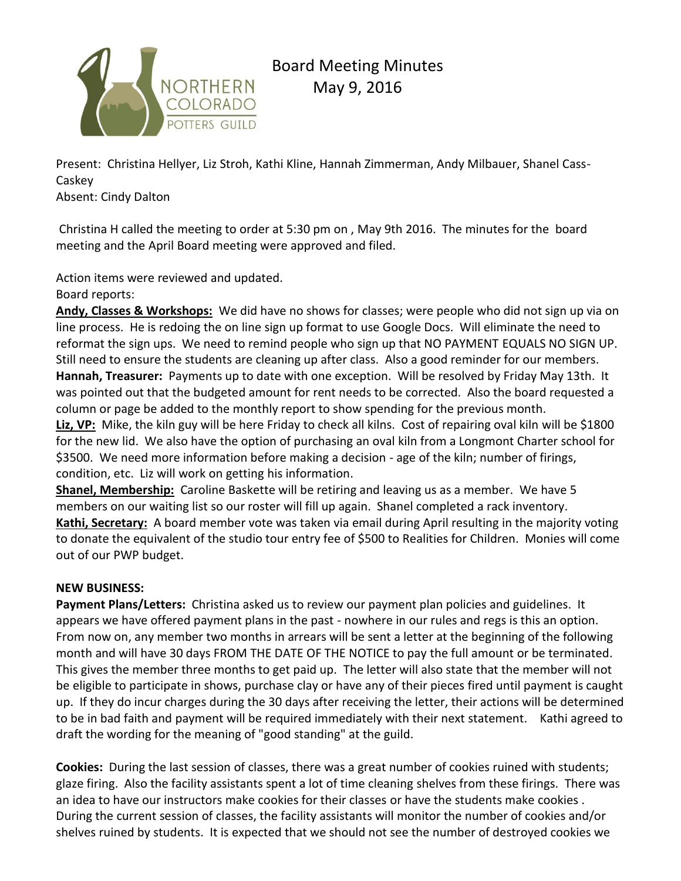# Board Meeting Minutes
## May 9, 2016

Present: Christina Hellyer, Liz Stroh, Kathi Kline, Hannah Zimmerman, Andy Milbauer, Shanel Cass-Caskey
Absent: Cindy Dalton

Christina H called the meeting to order at 5:30 pm on , May 9th 2016. The minutes for the board meeting and the April Board meeting were approved and filed.

Action items were reviewed and updated.
Board reports:

**Andy, Classes & Workshops:** We did have no shows for classes; were people who did not sign up via on line process. He is redoing the on line sign up format to use Google Docs. Will eliminate the need to reformat the sign ups. We need to remind people who sign up that NO PAYMENT EQUALS NO SIGN UP. Still need to ensure the students are cleaning up after class. Also a good reminder for our members.

**Hannah, Treasurer:** Payments up to date with one exception. Will be resolved by Friday May 13th. It was pointed out that the budgeted amount for rent needs to be corrected. Also the board requested a column or page be added to the monthly report to show spending for the previous month.

**Liz, VP:** Mike, the kiln guy will be here Friday to check all kilns. Cost of repairing oval kiln will be $1800 for the new lid. We also have the option of purchasing an oval kiln from a Longmont Charter school for $3500. We need more information before making a decision - age of the kiln; number of firings, condition, etc. Liz will work on getting his information.

**Shanel, Membership:** Caroline Baskette will be retiring and leaving us as a member. We have 5 members on our waiting list so our roster will fill up again. Shanel completed a rack inventory.

**Kathi, Secretary:** A board member vote was taken via email during April resulting in the majority voting to donate the equivalent of the studio tour entry fee of $500 to Realities for Children. Monies will come out of our PWP budget.

**NEW BUSINESS:**

**Payment Plans/Letters:** Christina asked us to review our payment plan policies and guidelines. It appears we have offered payment plans in the past - nowhere in our rules and regs is this an option. From now on, any member two months in arrears will be sent a letter at the beginning of the following month and will have 30 days FROM THE DATE OF THE NOTICE to pay the full amount or be terminated. This gives the member three months to get paid up. The letter will also state that the member will not be eligible to participate in shows, purchase clay or have any of their pieces fired until payment is caught up. If they do incur charges during the 30 days after receiving the letter, their actions will be determined to be in bad faith and payment will be required immediately with their next statement. Kathi agreed to draft the wording for the meaning of "good standing" at the guild.

**Cookies:** During the last session of classes, there was a great number of cookies ruined with students; glaze firing. Also the facility assistants spent a lot of time cleaning shelves from these firings. There was an idea to have our instructors make cookies for their classes or have the students make cookies . During the current session of classes, the facility assistants will monitor the number of cookies and/or shelves ruined by students. It is expected that we should not see the number of destroyed cookies we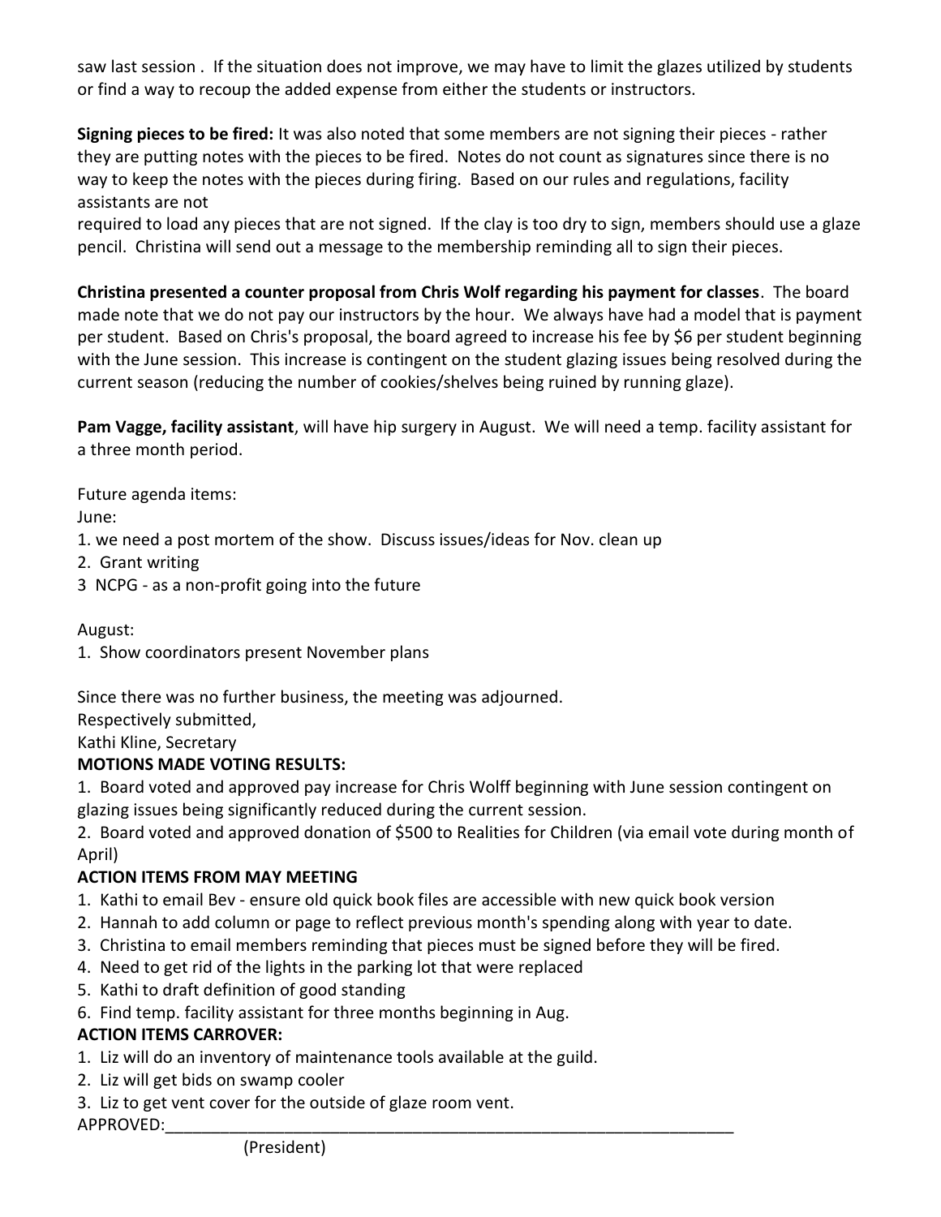saw last session . If the situation does not improve, we may have to limit the glazes utilized by students or find a way to recoup the added expense from either the students or instructors.

**Signing pieces to be fired:** It was also noted that some members are not signing their pieces - rather they are putting notes with the pieces to be fired. Notes do not count as signatures since there is no way to keep the notes with the pieces during firing. Based on our rules and regulations, facility assistants are not
required to load any pieces that are not signed. If the clay is too dry to sign, members should use a glaze pencil. Christina will send out a message to the membership reminding all to sign their pieces.

**Christina presented a counter proposal from Chris Wolf regarding his payment for classes**. The board made note that we do not pay our instructors by the hour. We always have had a model that is payment per student. Based on Chris's proposal, the board agreed to increase his fee by $6 per student beginning with the June session. This increase is contingent on the student glazing issues being resolved during the current season (reducing the number of cookies/shelves being ruined by running glaze).

**Pam Vagge, facility assistant**, will have hip surgery in August. We will need a temp. facility assistant for a three month period.

Future agenda items:
June:
1. we need a post mortem of the show. Discuss issues/ideas for Nov. clean up
2. Grant writing
3 NCPG - as a non-profit going into the future

August:
1. Show coordinators present November plans

Since there was no further business, the meeting was adjourned.
Respectively submitted,
Kathi Kline, Secretary

**MOTIONS MADE VOTING RESULTS:**

1. Board voted and approved pay increase for Chris Wolff beginning with June session contingent on glazing issues being significantly reduced during the current session.
2. Board voted and approved donation of $500 to Realities for Children (via email vote during month of April)

**ACTION ITEMS FROM MAY MEETING**

1. Kathi to email Bev - ensure old quick book files are accessible with new quick book version
2. Hannah to add column or page to reflect previous month's spending along with year to date.
3. Christina to email members reminding that pieces must be signed before they will be fired.
4. Need to get rid of the lights in the parking lot that were replaced
5. Kathi to draft definition of good standing
6. Find temp. facility assistant for three months beginning in Aug.

**ACTION ITEMS CARROVER:**

1. Liz will do an inventory of maintenance tools available at the guild.
2. Liz will get bids on swamp cooler
3. Liz to get vent cover for the outside of glaze room vent.

APPROVED:_________________________________________________________________
(President)